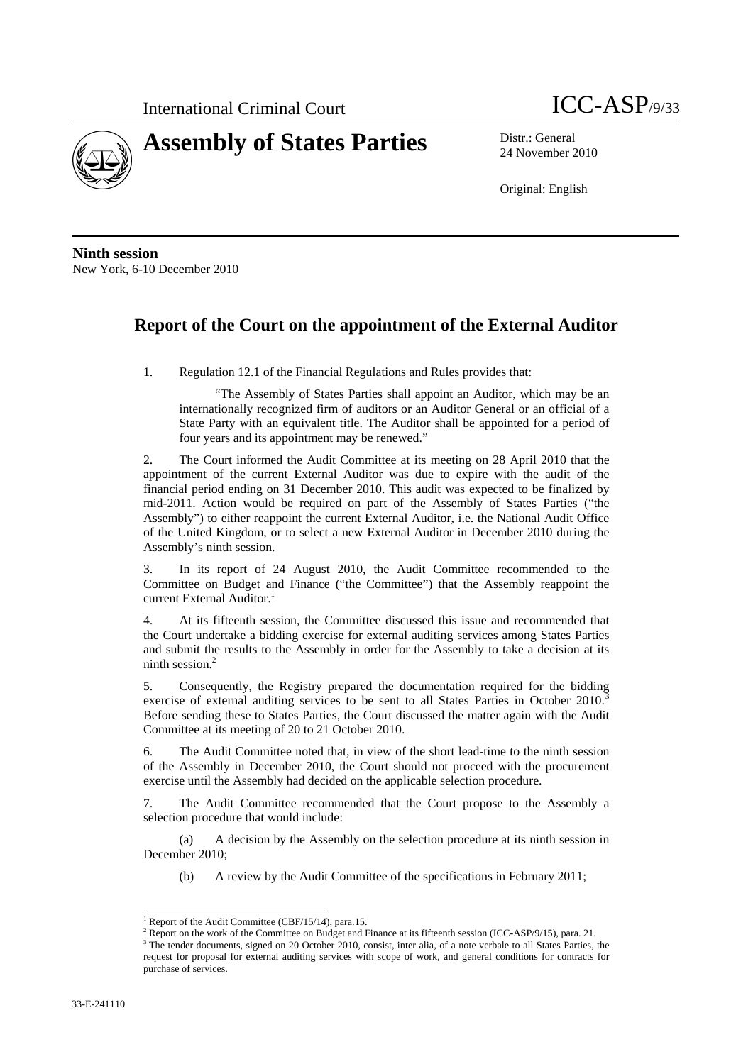International Criminal Court ICC-ASP/9/33

# Assembly of States Parties

Distr.: General
24 November 2010

Original: English

**Ninth session**
New York, 6-10 December 2010

## Report of the Court on the appointment of the External Auditor

1. Regulation 12.1 of the Financial Regulations and Rules provides that:

> "The Assembly of States Parties shall appoint an Auditor, which may be an internationally recognized firm of auditors or an Auditor General or an official of a State Party with an equivalent title. The Auditor shall be appointed for a period of four years and its appointment may be renewed."

2. The Court informed the Audit Committee at its meeting on 28 April 2010 that the appointment of the current External Auditor was due to expire with the audit of the financial period ending on 31 December 2010. This audit was expected to be finalized by mid-2011. Action would be required on part of the Assembly of States Parties ("the Assembly") to either reappoint the current External Auditor, i.e. the National Audit Office of the United Kingdom, or to select a new External Auditor in December 2010 during the Assembly's ninth session.

3. In its report of 24 August 2010, the Audit Committee recommended to the Committee on Budget and Finance ("the Committee") that the Assembly reappoint the current External Auditor.[1]

4. At its fifteenth session, the Committee discussed this issue and recommended that the Court undertake a bidding exercise for external auditing services among States Parties and submit the results to the Assembly in order for the Assembly to take a decision at its ninth session.[2]

5. Consequently, the Registry prepared the documentation required for the bidding exercise of external auditing services to be sent to all States Parties in October 2010.[3] Before sending these to States Parties, the Court discussed the matter again with the Audit Committee at its meeting of 20 to 21 October 2010.

6. The Audit Committee noted that, in view of the short lead-time to the ninth session of the Assembly in December 2010, the Court should not proceed with the procurement exercise until the Assembly had decided on the applicable selection procedure.

7. The Audit Committee recommended that the Court propose to the Assembly a selection procedure that would include:

(a) A decision by the Assembly on the selection procedure at its ninth session in December 2010;

(b) A review by the Audit Committee of the specifications in February 2011;

---

[1] Report of the Audit Committee (CBF/15/14), para.15.

[2] Report on the work of the Committee on Budget and Finance at its fifteenth session (ICC-ASP/9/15), para. 21.

[3] The tender documents, signed on 20 October 2010, consist, inter alia, of a note verbale to all States Parties, the request for proposal for external auditing services with scope of work, and general conditions for contracts for purchase of services.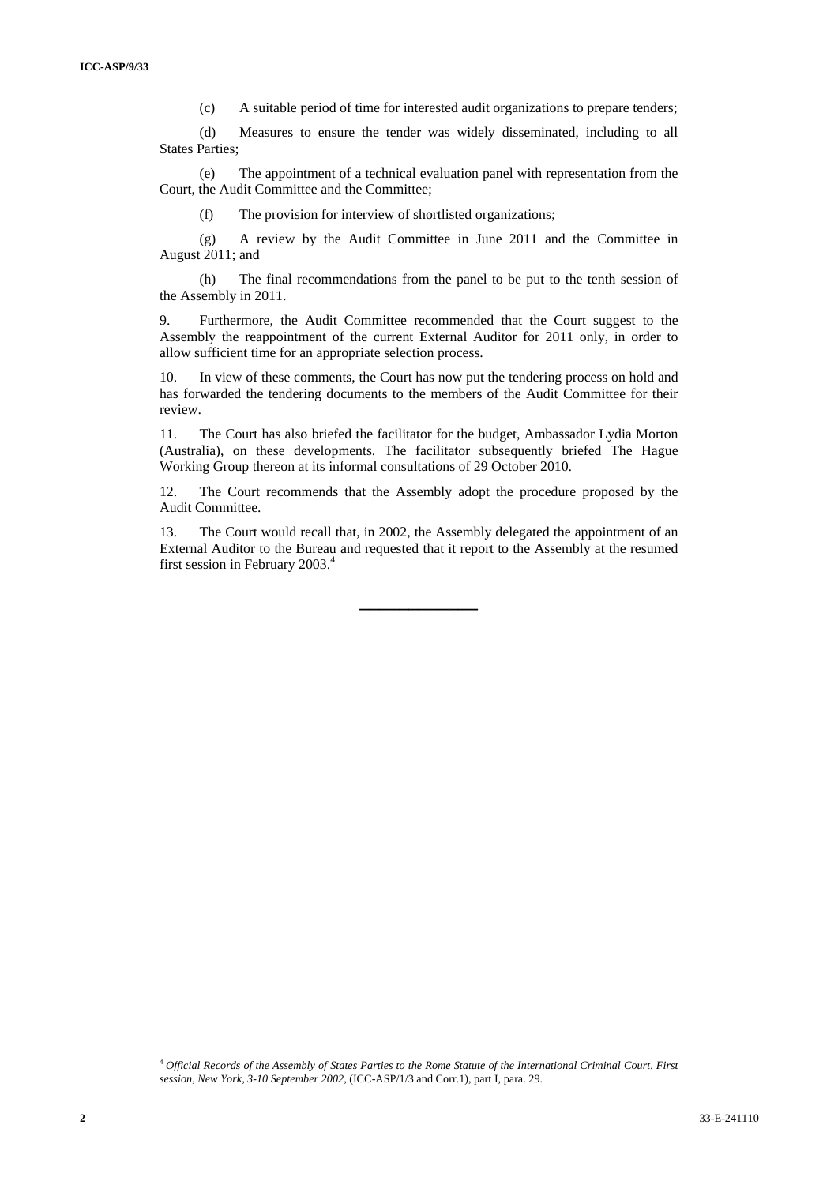(c) A suitable period of time for interested audit organizations to prepare tenders;

(d) Measures to ensure the tender was widely disseminated, including to all States Parties;

(e) The appointment of a technical evaluation panel with representation from the Court, the Audit Committee and the Committee;

(f) The provision for interview of shortlisted organizations;

(g) A review by the Audit Committee in June 2011 and the Committee in August 2011; and

(h) The final recommendations from the panel to be put to the tenth session of the Assembly in 2011.

9. Furthermore, the Audit Committee recommended that the Court suggest to the Assembly the reappointment of the current External Auditor for 2011 only, in order to allow sufficient time for an appropriate selection process.

10. In view of these comments, the Court has now put the tendering process on hold and has forwarded the tendering documents to the members of the Audit Committee for their review.

11. The Court has also briefed the facilitator for the budget, Ambassador Lydia Morton (Australia), on these developments. The facilitator subsequently briefed The Hague Working Group thereon at its informal consultations of 29 October 2010.

12. The Court recommends that the Assembly adopt the procedure proposed by the Audit Committee.

13. The Court would recall that, in 2002, the Assembly delegated the appointment of an External Auditor to the Bureau and requested that it report to the Assembly at the resumed first session in February 2003.[4]

---

[4] *Official Records of the Assembly of States Parties to the Rome Statute of the International Criminal Court, First session, New York, 3-10 September 2002,* (ICC-ASP/1/3 and Corr.1), part I, para. 29.